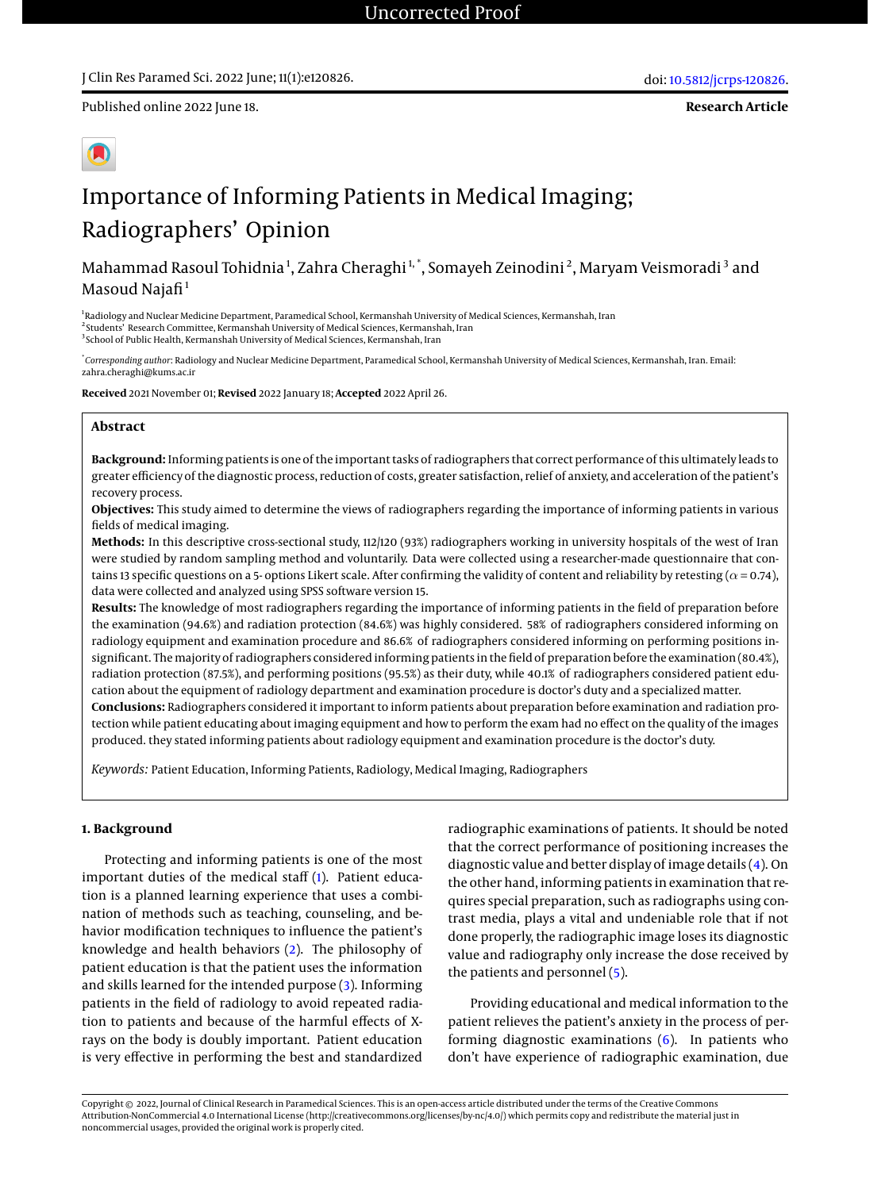Uncorrected Proof

J Clin Res Paramed Sci. 2022 June; 11(1):e120826.

doi: 10.5812/jcrps-120826.

Published online 2022 June 18.

**Research Article**

# Importance of Informing Patients in Medical Imaging; Radiographers' Opinion

Mahammad Rasoul Tohidnia[1], Zahra Cheraghi[1,*], Somayeh Zeinodini[2], Maryam Veismoradi[3] and Masoud Najafi[1]

[1] Radiology and Nuclear Medicine Department, Paramedical School, Kermanshah University of Medical Sciences, Kermanshah, Iran
[2] Students' Research Committee, Kermanshah University of Medical Sciences, Kermanshah, Iran
[3] School of Public Health, Kermanshah University of Medical Sciences, Kermanshah, Iran

[*] *Corresponding author*: Radiology and Nuclear Medicine Department, Paramedical School, Kermanshah University of Medical Sciences, Kermanshah, Iran. Email: zahra.cheraghi@kums.ac.ir

**Received** 2021 November 01; **Revised** 2022 January 18; **Accepted** 2022 April 26.

## Abstract

**Background:** Informing patients is one of the important tasks of radiographers that correct performance of this ultimately leads to greater efficiency of the diagnostic process, reduction of costs, greater satisfaction, relief of anxiety, and acceleration of the patient's recovery process.

**Objectives:** This study aimed to determine the views of radiographers regarding the importance of informing patients in various fields of medical imaging.

**Methods:** In this descriptive cross-sectional study, 112/120 (93%) radiographers working in university hospitals of the west of Iran were studied by random sampling method and voluntarily. Data were collected using a researcher-made questionnaire that contains 13 specific questions on a 5- options Likert scale. After confirming the validity of content and reliability by retesting ($\alpha = 0.74$), data were collected and analyzed using SPSS software version 15.

**Results:** The knowledge of most radiographers regarding the importance of informing patients in the field of preparation before the examination (94.6%) and radiation protection (84.6%) was highly considered. 58% of radiographers considered informing on radiology equipment and examination procedure and 86.6% of radiographers considered informing on performing positions insignificant. The majority of radiographers considered informing patients in the field of preparation before the examination (80.4%), radiation protection (87.5%), and performing positions (95.5%) as their duty, while 40.1% of radiographers considered patient education about the equipment of radiology department and examination procedure is doctor's duty and a specialized matter.

**Conclusions:** Radiographers considered it important to inform patients about preparation before examination and radiation protection while patient educating about imaging equipment and how to perform the exam had no effect on the quality of the images produced. they stated informing patients about radiology equipment and examination procedure is the doctor's duty.

*Keywords:* Patient Education, Informing Patients, Radiology, Medical Imaging, Radiographers

## 1. Background

Protecting and informing patients is one of the most important duties of the medical staff (1). Patient education is a planned learning experience that uses a combination of methods such as teaching, counseling, and behavior modification techniques to influence the patient's knowledge and health behaviors (2). The philosophy of patient education is that the patient uses the information and skills learned for the intended purpose (3). Informing patients in the field of radiology to avoid repeated radiation to patients and because of the harmful effects of X-rays on the body is doubly important. Patient education is very effective in performing the best and standardized radiographic examinations of patients. It should be noted that the correct performance of positioning increases the diagnostic value and better display of image details (4). On the other hand, informing patients in examination that requires special preparation, such as radiographs using contrast media, plays a vital and undeniable role that if not done properly, the radiographic image loses its diagnostic value and radiography only increase the dose received by the patients and personnel (5).

Providing educational and medical information to the patient relieves the patient's anxiety in the process of performing diagnostic examinations (6). In patients who don't have experience of radiographic examination, due

Copyright © 2022, Journal of Clinical Research in Paramedical Sciences. This is an open-access article distributed under the terms of the Creative Commons Attribution-NonCommercial 4.0 International License (http://creativecommons.org/licenses/by-nc/4.0/) which permits copy and redistribute the material just in noncommercial usages, provided the original work is properly cited.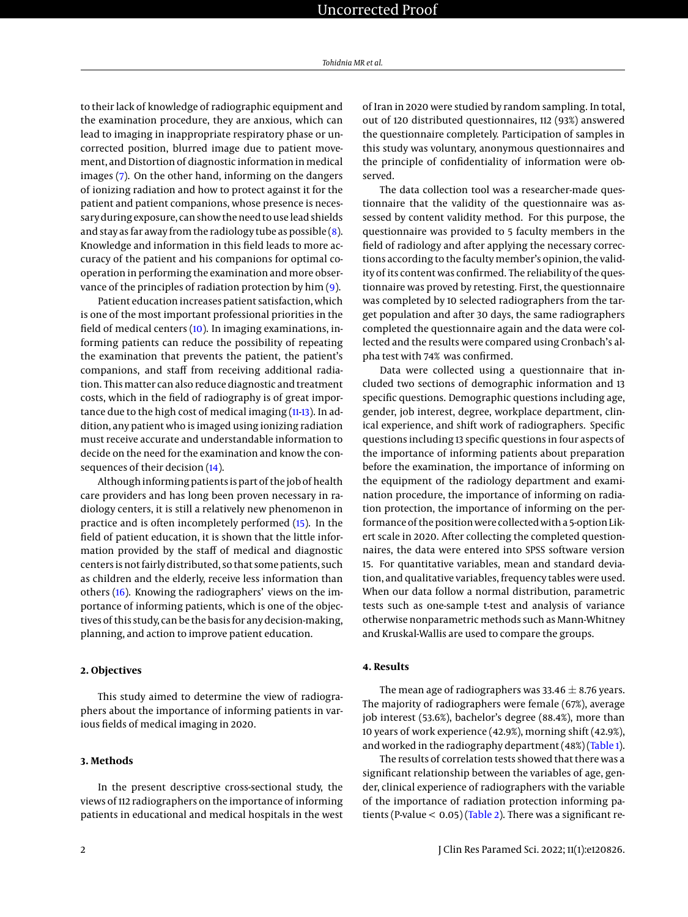to their lack of knowledge of radiographic equipment and the examination procedure, they are anxious, which can lead to imaging in inappropriate respiratory phase or uncorrected position, blurred image due to patient movement, and Distortion of diagnostic information in medical images (7). On the other hand, informing on the dangers of ionizing radiation and how to protect against it for the patient and patient companions, whose presence is necessary during exposure, can show the need to use lead shields and stay as far away from the radiology tube as possible (8). Knowledge and information in this field leads to more accuracy of the patient and his companions for optimal cooperation in performing the examination and more observance of the principles of radiation protection by him (9).

Patient education increases patient satisfaction, which is one of the most important professional priorities in the field of medical centers (10). In imaging examinations, informing patients can reduce the possibility of repeating the examination that prevents the patient, the patient's companions, and staff from receiving additional radiation. This matter can also reduce diagnostic and treatment costs, which in the field of radiography is of great importance due to the high cost of medical imaging (11-13). In addition, any patient who is imaged using ionizing radiation must receive accurate and understandable information to decide on the need for the examination and know the consequences of their decision (14).

Although informing patients is part of the job of health care providers and has long been proven necessary in radiology centers, it is still a relatively new phenomenon in practice and is often incompletely performed (15). In the field of patient education, it is shown that the little information provided by the staff of medical and diagnostic centers is not fairly distributed, so that some patients, such as children and the elderly, receive less information than others (16). Knowing the radiographers' views on the importance of informing patients, which is one of the objectives of this study, can be the basis for any decision-making, planning, and action to improve patient education.

## 2. Objectives

This study aimed to determine the view of radiographers about the importance of informing patients in various fields of medical imaging in 2020.

## 3. Methods

In the present descriptive cross-sectional study, the views of 112 radiographers on the importance of informing patients in educational and medical hospitals in the west of Iran in 2020 were studied by random sampling. In total, out of 120 distributed questionnaires, 112 (93%) answered the questionnaire completely. Participation of samples in this study was voluntary, anonymous questionnaires and the principle of confidentiality of information were observed.

The data collection tool was a researcher-made questionnaire that the validity of the questionnaire was assessed by content validity method. For this purpose, the questionnaire was provided to 5 faculty members in the field of radiology and after applying the necessary corrections according to the faculty member's opinion, the validity of its content was confirmed. The reliability of the questionnaire was proved by retesting. First, the questionnaire was completed by 10 selected radiographers from the target population and after 30 days, the same radiographers completed the questionnaire again and the data were collected and the results were compared using Cronbach's alpha test with 74% was confirmed.

Data were collected using a questionnaire that included two sections of demographic information and 13 specific questions. Demographic questions including age, gender, job interest, degree, workplace department, clinical experience, and shift work of radiographers. Specific questions including 13 specific questions in four aspects of the importance of informing patients about preparation before the examination, the importance of informing on the equipment of the radiology department and examination procedure, the importance of informing on radiation protection, the importance of informing on the performance of the position were collected with a 5-option Likert scale in 2020. After collecting the completed questionnaires, the data were entered into SPSS software version 15. For quantitative variables, mean and standard deviation, and qualitative variables, frequency tables were used. When our data follow a normal distribution, parametric tests such as one-sample t-test and analysis of variance otherwise nonparametric methods such as Mann-Whitney and Kruskal-Wallis are used to compare the groups.

## 4. Results

The mean age of radiographers was $33.46 \pm 8.76$ years. The majority of radiographers were female (67%), average job interest (53.6%), bachelor's degree (88.4%), more than 10 years of work experience (42.9%), morning shift (42.9%), and worked in the radiography department (48%) (Table 1).

The results of correlation tests showed that there was a significant relationship between the variables of age, gender, clinical experience of radiographers with the variable of the importance of radiation protection informing patients (P-value $< 0.05$) (Table 2). There was a significant re-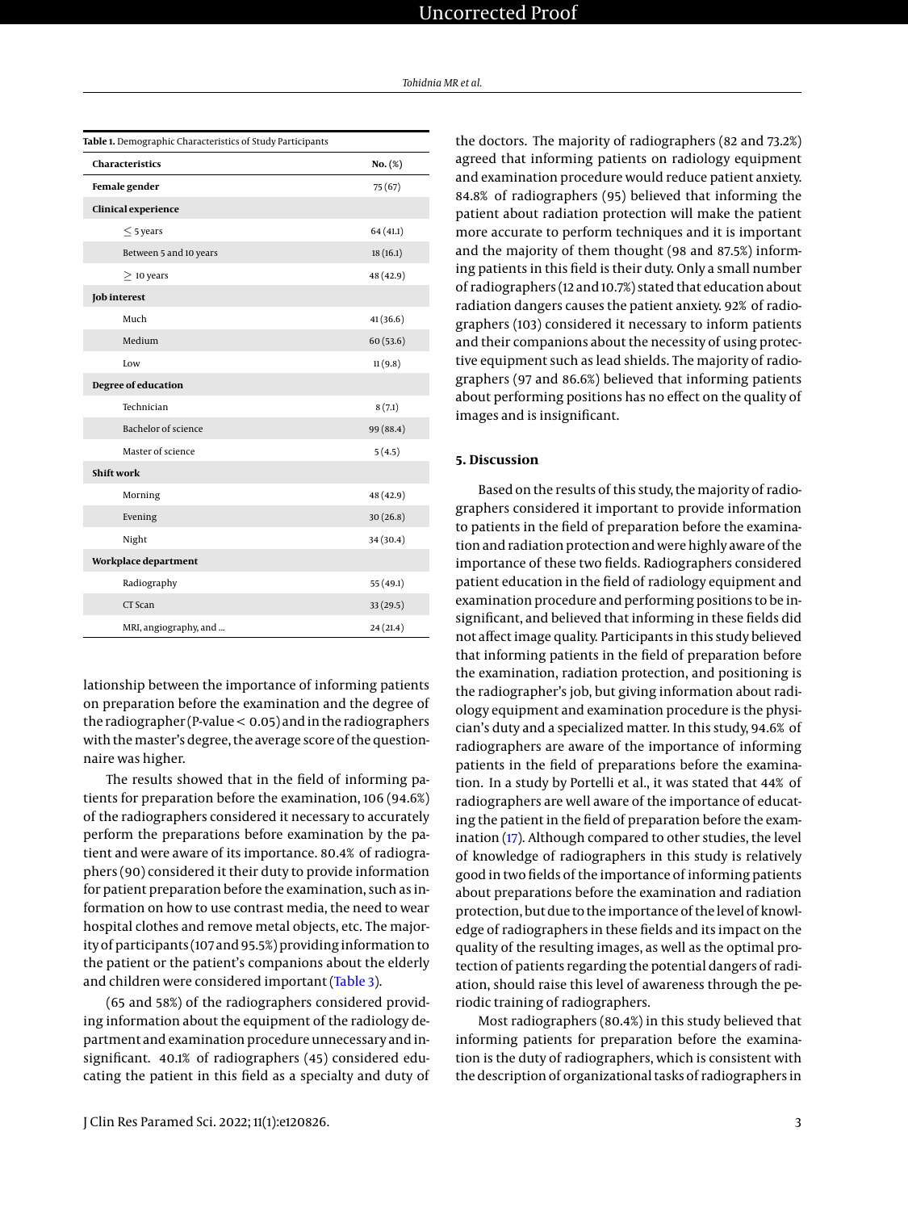**Table 1.** Demographic Characteristics of Study Participants

| Characteristics | No. (%) |
|---|---|
| **Female gender** | 75 (67) |
| **Clinical experience** | |
| $\leq$ 5 years | 64 (41.1) |
| Between 5 and 10 years | 18 (16.1) |
| $\geq$ 10 years | 48 (42.9) |
| **Job interest** | |
| Much | 41 (36.6) |
| Medium | 60 (53.6) |
| Low | 11 (9.8) |
| **Degree of education** | |
| Technician | 8 (7.1) |
| Bachelor of science | 99 (88.4) |
| Master of science | 5 (4.5) |
| **Shift work** | |
| Morning | 48 (42.9) |
| Evening | 30 (26.8) |
| Night | 34 (30.4) |
| **Workplace department** | |
| Radiography | 55 (49.1) |
| CT Scan | 33 (29.5) |
| MRI, angiography, and ... | 24 (21.4) |

lationship between the importance of informing patients on preparation before the examination and the degree of the radiographer (P-value $< 0.05$) and in the radiographers with the master's degree, the average score of the questionnaire was higher.

The results showed that in the field of informing patients for preparation before the examination, 106 (94.6%) of the radiographers considered it necessary to accurately perform the preparations before examination by the patient and were aware of its importance. 80.4% of radiographers (90) considered it their duty to provide information for patient preparation before the examination, such as information on how to use contrast media, the need to wear hospital clothes and remove metal objects, etc. The majority of participants (107 and 95.5%) providing information to the patient or the patient's companions about the elderly and children were considered important (Table 3).

(65 and 58%) of the radiographers considered providing information about the equipment of the radiology department and examination procedure unnecessary and insignificant. 40.1% of radiographers (45) considered educating the patient in this field as a specialty and duty of the doctors. The majority of radiographers (82 and 73.2%) agreed that informing patients on radiology equipment and examination procedure would reduce patient anxiety. 84.8% of radiographers (95) believed that informing the patient about radiation protection will make the patient more accurate to perform techniques and it is important and the majority of them thought (98 and 87.5%) informing patients in this field is their duty. Only a small number of radiographers (12 and 10.7%) stated that education about radiation dangers causes the patient anxiety. 92% of radiographers (103) considered it necessary to inform patients and their companions about the necessity of using protective equipment such as lead shields. The majority of radiographers (97 and 86.6%) believed that informing patients about performing positions has no effect on the quality of images and is insignificant.

## 5. Discussion

Based on the results of this study, the majority of radiographers considered it important to provide information to patients in the field of preparation before the examination and radiation protection and were highly aware of the importance of these two fields. Radiographers considered patient education in the field of radiology equipment and examination procedure and performing positions to be insignificant, and believed that informing in these fields did not affect image quality. Participants in this study believed that informing patients in the field of preparation before the examination, radiation protection, and positioning is the radiographer's job, but giving information about radiology equipment and examination procedure is the physician's duty and a specialized matter. In this study, 94.6% of radiographers are aware of the importance of informing patients in the field of preparations before the examination. In a study by Portelli et al., it was stated that 44% of radiographers are well aware of the importance of educating the patient in the field of preparation before the examination (17). Although compared to other studies, the level of knowledge of radiographers in this study is relatively good in two fields of the importance of informing patients about preparations before the examination and radiation protection, but due to the importance of the level of knowledge of radiographers in these fields and its impact on the quality of the resulting images, as well as the optimal protection of patients regarding the potential dangers of radiation, should raise this level of awareness through the periodic training of radiographers.

Most radiographers (80.4%) in this study believed that informing patients for preparation before the examination is the duty of radiographers, which is consistent with the description of organizational tasks of radiographers in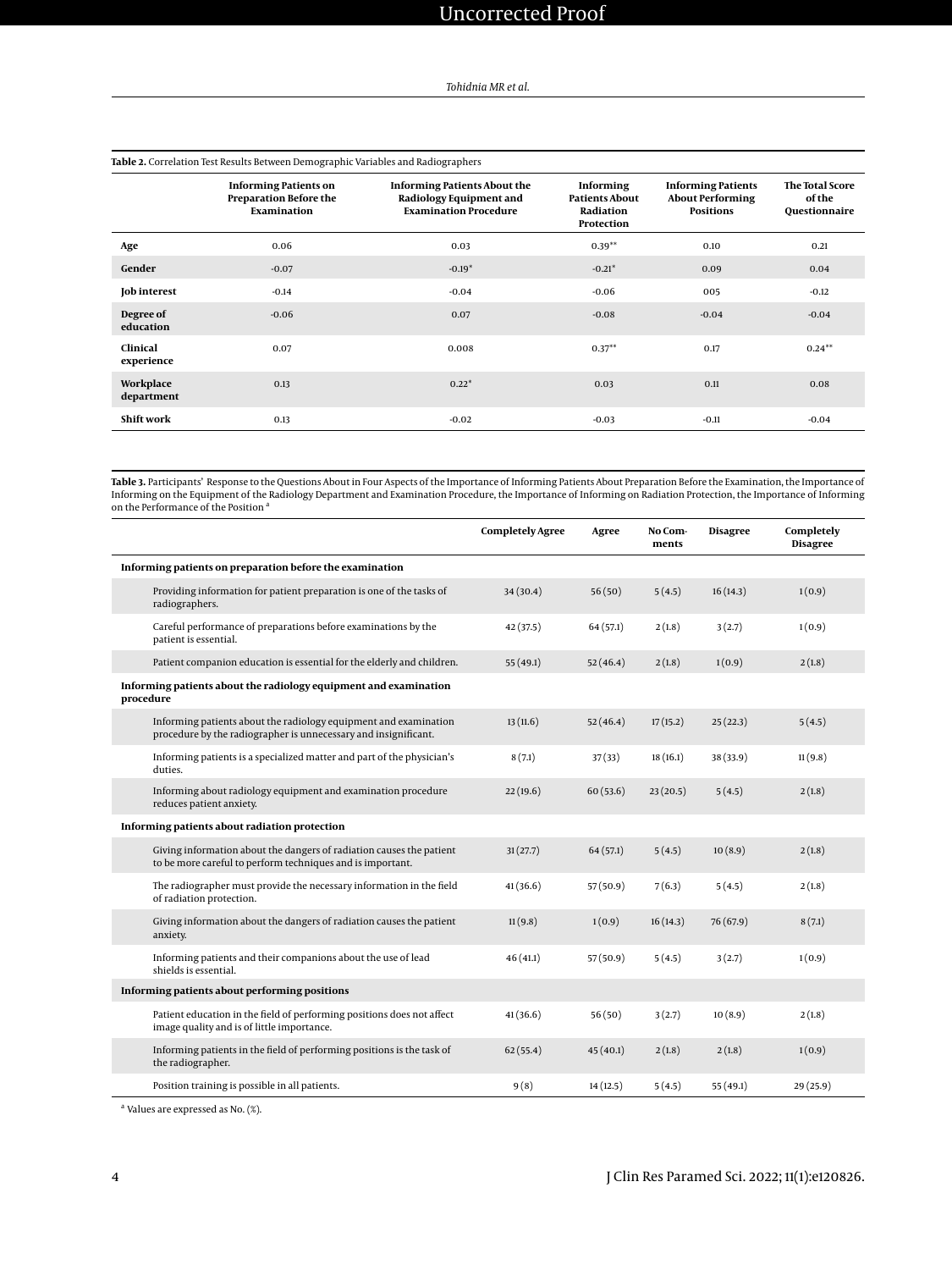**Table 2.** Correlation Test Results Between Demographic Variables and Radiographers

| | Informing Patients on Preparation Before the Examination | Informing Patients About the Radiology Equipment and Examination Procedure | Informing Patients About Radiation Protection | Informing Patients About Performing Positions | The Total Score of the Questionnaire |
|---|---|---|---|---|---|
| **Age** | 0.06 | 0.03 | 0.39** | 0.10 | 0.21 |
| **Gender** | -0.07 | -0.19* | -0.21* | 0.09 | 0.04 |
| **Job interest** | -0.14 | -0.04 | -0.06 | 005 | -0.12 |
| **Degree of education** | -0.06 | 0.07 | -0.08 | -0.04 | -0.04 |
| **Clinical experience** | 0.07 | 0.008 | 0.37** | 0.17 | 0.24** |
| **Workplace department** | 0.13 | 0.22* | 0.03 | 0.11 | 0.08 |
| **Shift work** | 0.13 | -0.02 | -0.03 | -0.11 | -0.04 |

**Table 3.** Participants' Response to the Questions About in Four Aspects of the Importance of Informing Patients About Preparation Before the Examination, the Importance of Informing on the Equipment of the Radiology Department and Examination Procedure, the Importance of Informing on Radiation Protection, the Importance of Informing on the Performance of the Position [a]

| | Completely Agree | Agree | No Comments | Disagree | Completely Disagree |
|---|---|---|---|---|---|
| **Informing patients on preparation before the examination** | | | | | |
| Providing information for patient preparation is one of the tasks of radiographers. | 34 (30.4) | 56 (50) | 5 (4.5) | 16 (14.3) | 1 (0.9) |
| Careful performance of preparations before examinations by the patient is essential. | 42 (37.5) | 64 (57.1) | 2 (1.8) | 3 (2.7) | 1 (0.9) |
| Patient companion education is essential for the elderly and children. | 55 (49.1) | 52 (46.4) | 2 (1.8) | 1 (0.9) | 2 (1.8) |
| **Informing patients about the radiology equipment and examination procedure** | | | | | |
| Informing patients about the radiology equipment and examination procedure by the radiographer is unnecessary and insignificant. | 13 (11.6) | 52 (46.4) | 17 (15.2) | 25 (22.3) | 5 (4.5) |
| Informing patients is a specialized matter and part of the physician's duties. | 8 (7.1) | 37 (33) | 18 (16.1) | 38 (33.9) | 11 (9.8) |
| Informing about radiology equipment and examination procedure reduces patient anxiety. | 22 (19.6) | 60 (53.6) | 23 (20.5) | 5 (4.5) | 2 (1.8) |
| **Informing patients about radiation protection** | | | | | |
| Giving information about the dangers of radiation causes the patient to be more careful to perform techniques and is important. | 31 (27.7) | 64 (57.1) | 5 (4.5) | 10 (8.9) | 2 (1.8) |
| The radiographer must provide the necessary information in the field of radiation protection. | 41 (36.6) | 57 (50.9) | 7 (6.3) | 5 (4.5) | 2 (1.8) |
| Giving information about the dangers of radiation causes the patient anxiety. | 11 (9.8) | 1 (0.9) | 16 (14.3) | 76 (67.9) | 8 (7.1) |
| Informing patients and their companions about the use of lead shields is essential. | 46 (41.1) | 57 (50.9) | 5 (4.5) | 3 (2.7) | 1 (0.9) |
| **Informing patients about performing positions** | | | | | |
| Patient education in the field of performing positions does not affect image quality and is of little importance. | 41 (36.6) | 56 (50) | 3 (2.7) | 10 (8.9) | 2 (1.8) |
| Informing patients in the field of performing positions is the task of the radiographer. | 62 (55.4) | 45 (40.1) | 2 (1.8) | 2 (1.8) | 1 (0.9) |
| Position training is possible in all patients. | 9 (8) | 14 (12.5) | 5 (4.5) | 55 (49.1) | 29 (25.9) |

[a] Values are expressed as No. (%).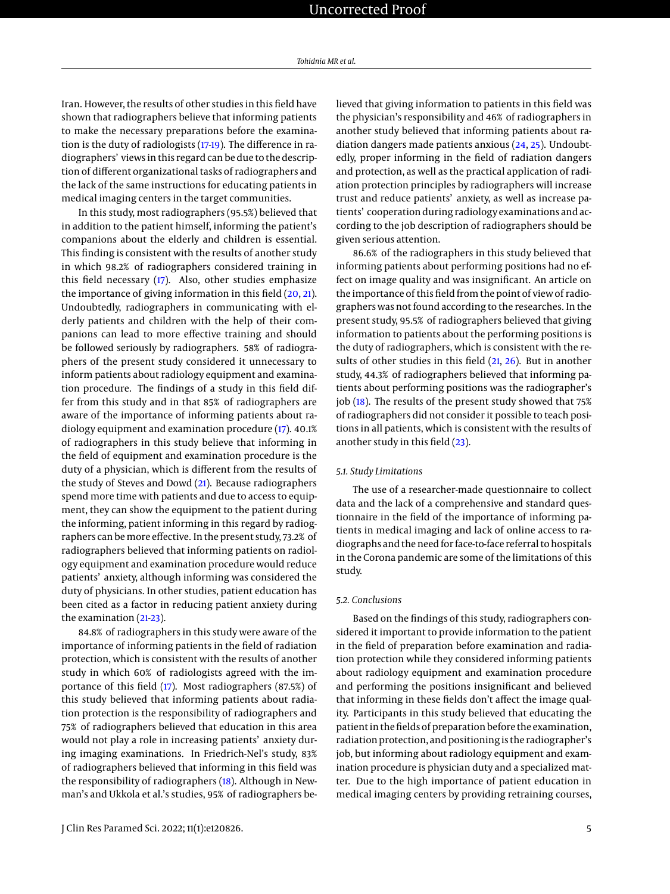Iran. However, the results of other studies in this field have shown that radiographers believe that informing patients to make the necessary preparations before the examination is the duty of radiologists (17-19). The difference in radiographers' views in this regard can be due to the description of different organizational tasks of radiographers and the lack of the same instructions for educating patients in medical imaging centers in the target communities.

In this study, most radiographers (95.5%) believed that in addition to the patient himself, informing the patient's companions about the elderly and children is essential. This finding is consistent with the results of another study in which 98.2% of radiographers considered training in this field necessary (17). Also, other studies emphasize the importance of giving information in this field (20, 21). Undoubtedly, radiographers in communicating with elderly patients and children with the help of their companions can lead to more effective training and should be followed seriously by radiographers. 58% of radiographers of the present study considered it unnecessary to inform patients about radiology equipment and examination procedure. The findings of a study in this field differ from this study and in that 85% of radiographers are aware of the importance of informing patients about radiology equipment and examination procedure (17). 40.1% of radiographers in this study believe that informing in the field of equipment and examination procedure is the duty of a physician, which is different from the results of the study of Steves and Dowd (21). Because radiographers spend more time with patients and due to access to equipment, they can show the equipment to the patient during the informing, patient informing in this regard by radiographers can be more effective. In the present study, 73.2% of radiographers believed that informing patients on radiology equipment and examination procedure would reduce patients' anxiety, although informing was considered the duty of physicians. In other studies, patient education has been cited as a factor in reducing patient anxiety during the examination (21-23).

84.8% of radiographers in this study were aware of the importance of informing patients in the field of radiation protection, which is consistent with the results of another study in which 60% of radiologists agreed with the importance of this field (17). Most radiographers (87.5%) of this study believed that informing patients about radiation protection is the responsibility of radiographers and 75% of radiographers believed that education in this area would not play a role in increasing patients' anxiety during imaging examinations. In Friedrich-Nel's study, 83% of radiographers believed that informing in this field was the responsibility of radiographers (18). Although in Newman's and Ukkola et al.'s studies, 95% of radiographers believed that giving information to patients in this field was the physician's responsibility and 46% of radiographers in another study believed that informing patients about radiation dangers made patients anxious (24, 25). Undoubtedly, proper informing in the field of radiation dangers and protection, as well as the practical application of radiation protection principles by radiographers will increase trust and reduce patients' anxiety, as well as increase patients' cooperation during radiology examinations and according to the job description of radiographers should be given serious attention.

86.6% of the radiographers in this study believed that informing patients about performing positions had no effect on image quality and was insignificant. An article on the importance of this field from the point of view of radiographers was not found according to the researches. In the present study, 95.5% of radiographers believed that giving information to patients about the performing positions is the duty of radiographers, which is consistent with the results of other studies in this field (21, 26). But in another study, 44.3% of radiographers believed that informing patients about performing positions was the radiographer's job (18). The results of the present study showed that 75% of radiographers did not consider it possible to teach positions in all patients, which is consistent with the results of another study in this field (23).

### 5.1. Study Limitations

The use of a researcher-made questionnaire to collect data and the lack of a comprehensive and standard questionnaire in the field of the importance of informing patients in medical imaging and lack of online access to radiographs and the need for face-to-face referral to hospitals in the Corona pandemic are some of the limitations of this study.

### 5.2. Conclusions

Based on the findings of this study, radiographers considered it important to provide information to the patient in the field of preparation before examination and radiation protection while they considered informing patients about radiology equipment and examination procedure and performing the positions insignificant and believed that informing in these fields don't affect the image quality. Participants in this study believed that educating the patient in the fields of preparation before the examination, radiation protection, and positioning is the radiographer's job, but informing about radiology equipment and examination procedure is physician duty and a specialized matter. Due to the high importance of patient education in medical imaging centers by providing retraining courses,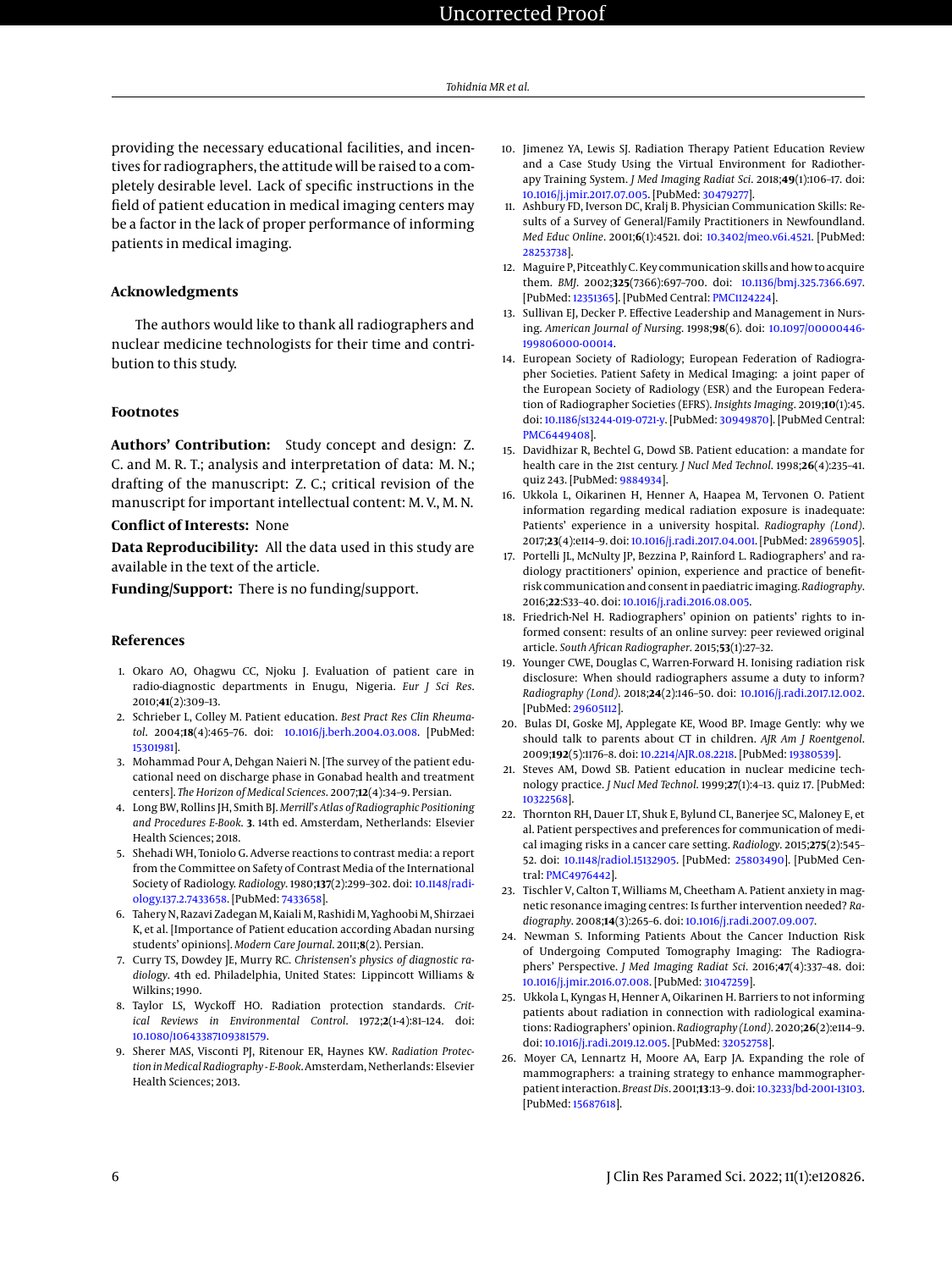providing the necessary educational facilities, and incentives for radiographers, the attitude will be raised to a completely desirable level. Lack of specific instructions in the field of patient education in medical imaging centers may be a factor in the lack of proper performance of informing patients in medical imaging.

## Acknowledgments

The authors would like to thank all radiographers and nuclear medicine technologists for their time and contribution to this study.

## Footnotes

**Authors' Contribution:** Study concept and design: Z. C. and M. R. T.; analysis and interpretation of data: M. N.; drafting of the manuscript: Z. C.; critical revision of the manuscript for important intellectual content: M. V., M. N.

**Conflict of Interests:** None

**Data Reproducibility:** All the data used in this study are available in the text of the article.

**Funding/Support:** There is no funding/support.

## References

1. Okaro AO, Ohagwu CC, Njoku J. Evaluation of patient care in radio-diagnostic departments in Enugu, Nigeria. *Eur J Sci Res*. 2010;**41**(2):309–13.
2. Schrieber L, Colley M. Patient education. *Best Pract Res Clin Rheumatol*. 2004;**18**(4):465–76. doi: 10.1016/j.berh.2004.03.008. [PubMed: 15301981].
3. Mohammad Pour A, Dehgan Naieri N. [The survey of the patient educational need on discharge phase in Gonabad health and treatment centers]. *The Horizon of Medical Sciences*. 2007;**12**(4):34–9. Persian.
4. Long BW, Rollins JH, Smith BJ. *Merrill's Atlas of Radiographic Positioning and Procedures E-Book*. **3**. 14th ed. Amsterdam, Netherlands: Elsevier Health Sciences; 2018.
5. Shehadi WH, Toniolo G. Adverse reactions to contrast media: a report from the Committee on Safety of Contrast Media of the International Society of Radiology. *Radiology*. 1980;**137**(2):299–302. doi: 10.1148/radiology.137.2.7433658. [PubMed: 7433658].
6. Tahery N, Razavi Zadegan M, Kaiali M, Rashidi M, Yaghoobi M, Shirzaei K, et al. [Importance of Patient education according Abadan nursing students' opinions]. *Modern Care Journal*. 2011;**8**(2). Persian.
7. Curry TS, Dowdey JE, Murry RC. *Christensen's physics of diagnostic radiology*. 4th ed. Philadelphia, United States: Lippincott Williams & Wilkins; 1990.
8. Taylor LS, Wyckoff HO. Radiation protection standards. *Critical Reviews in Environmental Control*. 1972;**2**(1-4):81–124. doi: 10.1080/10643387109381579.
9. Sherer MAS, Visconti PJ, Ritenour ER, Haynes KW. *Radiation Protection in Medical Radiography - E-Book*. Amsterdam, Netherlands: Elsevier Health Sciences; 2013.
10. Jimenez YA, Lewis SJ. Radiation Therapy Patient Education Review and a Case Study Using the Virtual Environment for Radiotherapy Training System. *J Med Imaging Radiat Sci*. 2018;**49**(1):106–17. doi: 10.1016/j.jmir.2017.07.005. [PubMed: 30479277].
11. Ashbury FD, Iverson DC, Kralj B. Physician Communication Skills: Results of a Survey of General/Family Practitioners in Newfoundland. *Med Educ Online*. 2001;**6**(1):4521. doi: 10.3402/meo.v6i.4521. [PubMed: 28253738].
12. Maguire P, Pitceathly C. Key communication skills and how to acquire them. *BMJ*. 2002;**325**(7366):697–700. doi: 10.1136/bmj.325.7366.697. [PubMed: 12351365]. [PubMed Central: PMC1124224].
13. Sullivan EJ, Decker P. Effective Leadership and Management in Nursing. *American Journal of Nursing*. 1998;**98**(6). doi: 10.1097/00000446-199806000-00014.
14. European Society of Radiology; European Federation of Radiographer Societies. Patient Safety in Medical Imaging: a joint paper of the European Society of Radiology (ESR) and the European Federation of Radiographer Societies (EFRS). *Insights Imaging*. 2019;**10**(1):45. doi: 10.1186/s13244-019-0721-y. [PubMed: 30949870]. [PubMed Central: PMC6449408].
15. Davidhizar R, Bechtel G, Dowd SB. Patient education: a mandate for health care in the 21st century. *J Nucl Med Technol*. 1998;**26**(4):235–41. quiz 243. [PubMed: 9884934].
16. Ukkola L, Oikarinen H, Henner A, Haapea M, Tervonen O. Patient information regarding medical radiation exposure is inadequate: Patients' experience in a university hospital. *Radiography (Lond)*. 2017;**23**(4):e114–9. doi: 10.1016/j.radi.2017.04.001. [PubMed: 28965905].
17. Portelli JL, McNulty JP, Bezzina P, Rainford L. Radiographers' and radiology practitioners' opinion, experience and practice of benefit-risk communication and consent in paediatric imaging. *Radiography*. 2016;**22**:S33–40. doi: 10.1016/j.radi.2016.08.005.
18. Friedrich-Nel H. Radiographers' opinion on patients' rights to informed consent: results of an online survey: peer reviewed original article. *South African Radiographer*. 2015;**53**(1):27–32.
19. Younger CWE, Douglas C, Warren-Forward H. Ionising radiation risk disclosure: When should radiographers assume a duty to inform? *Radiography (Lond)*. 2018;**24**(2):146–50. doi: 10.1016/j.radi.2017.12.002. [PubMed: 29605112].
20. Bulas DI, Goske MJ, Applegate KE, Wood BP. Image Gently: why we should talk to parents about CT in children. *AJR Am J Roentgenol*. 2009;**192**(5):1176–8. doi: 10.2214/AJR.08.2218. [PubMed: 19380539].
21. Steves AM, Dowd SB. Patient education in nuclear medicine technology practice. *J Nucl Med Technol*. 1999;**27**(1):4–13. quiz 17. [PubMed: 10322568].
22. Thornton RH, Dauer LT, Shuk E, Bylund CL, Banerjee SC, Maloney E, et al. Patient perspectives and preferences for communication of medical imaging risks in a cancer care setting. *Radiology*. 2015;**275**(2):545–52. doi: 10.1148/radiol.15132905. [PubMed: 25803490]. [PubMed Central: PMC4976442].
23. Tischler V, Calton T, Williams M, Cheetham A. Patient anxiety in magnetic resonance imaging centres: Is further intervention needed? *Radiography*. 2008;**14**(3):265–6. doi: 10.1016/j.radi.2007.09.007.
24. Newman S. Informing Patients About the Cancer Induction Risk of Undergoing Computed Tomography Imaging: The Radiographers' Perspective. *J Med Imaging Radiat Sci*. 2016;**47**(4):337–48. doi: 10.1016/j.jmir.2016.07.008. [PubMed: 31047259].
25. Ukkola L, Kyngas H, Henner A, Oikarinen H. Barriers to not informing patients about radiation in connection with radiological examinations: Radiographers' opinion. *Radiography (Lond)*. 2020;**26**(2):e114–9. doi: 10.1016/j.radi.2019.12.005. [PubMed: 32052758].
26. Moyer CA, Lennartz H, Moore AA, Earp JA. Expanding the role of mammographers: a training strategy to enhance mammographer-patient interaction. *Breast Dis*. 2001;**13**:13–9. doi: 10.3233/bd-2001-13103. [PubMed: 15687618].